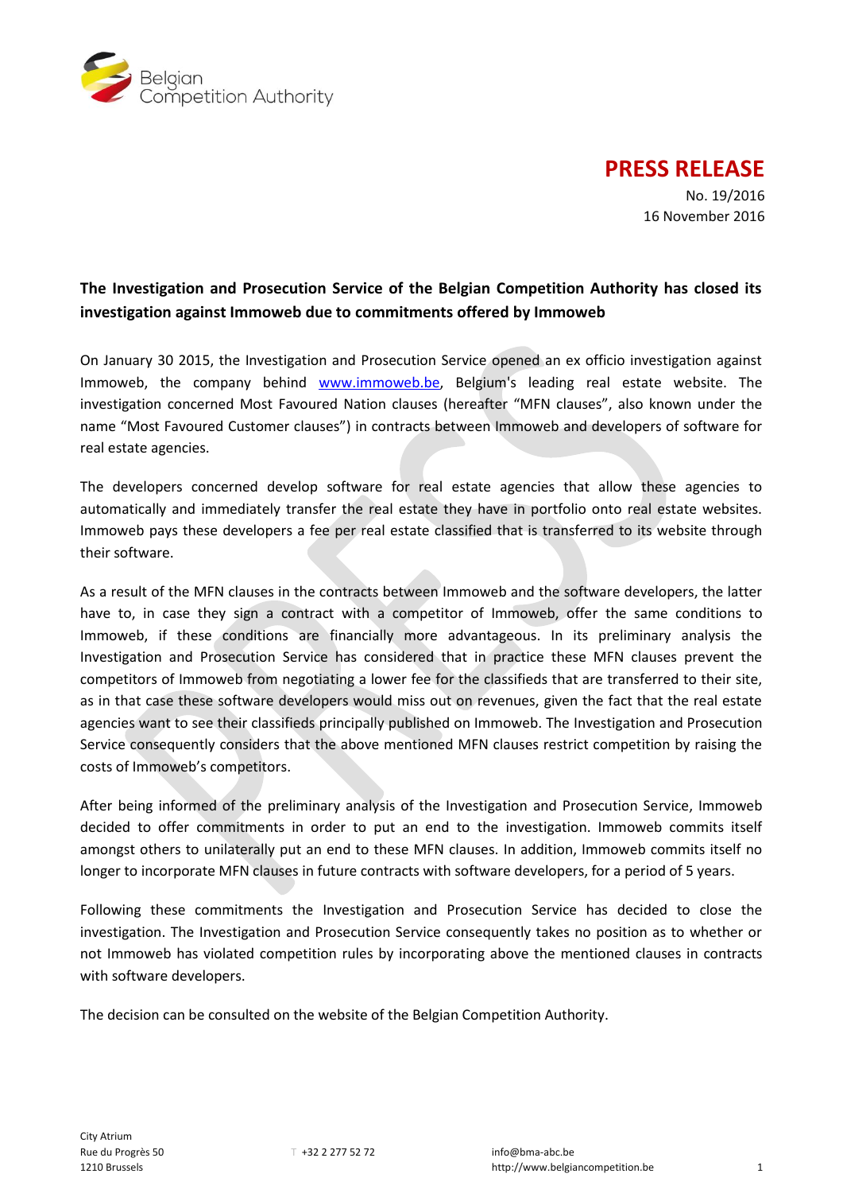Belgian Competition Authority

# PRESS RELEASE

No. 19/2016
16 November 2016

**The Investigation and Prosecution Service of the Belgian Competition Authority has closed its investigation against Immoweb due to commitments offered by Immoweb**

On January 30 2015, the Investigation and Prosecution Service opened an ex officio investigation against Immoweb, the company behind www.immoweb.be, Belgium's leading real estate website. The investigation concerned Most Favoured Nation clauses (hereafter "MFN clauses", also known under the name "Most Favoured Customer clauses") in contracts between Immoweb and developers of software for real estate agencies.

The developers concerned develop software for real estate agencies that allow these agencies to automatically and immediately transfer the real estate they have in portfolio onto real estate websites. Immoweb pays these developers a fee per real estate classified that is transferred to its website through their software.

As a result of the MFN clauses in the contracts between Immoweb and the software developers, the latter have to, in case they sign a contract with a competitor of Immoweb, offer the same conditions to Immoweb, if these conditions are financially more advantageous. In its preliminary analysis the Investigation and Prosecution Service has considered that in practice these MFN clauses prevent the competitors of Immoweb from negotiating a lower fee for the classifieds that are transferred to their site, as in that case these software developers would miss out on revenues, given the fact that the real estate agencies want to see their classifieds principally published on Immoweb. The Investigation and Prosecution Service consequently considers that the above mentioned MFN clauses restrict competition by raising the costs of Immoweb's competitors.

After being informed of the preliminary analysis of the Investigation and Prosecution Service, Immoweb decided to offer commitments in order to put an end to the investigation. Immoweb commits itself amongst others to unilaterally put an end to these MFN clauses. In addition, Immoweb commits itself no longer to incorporate MFN clauses in future contracts with software developers, for a period of 5 years.

Following these commitments the Investigation and Prosecution Service has decided to close the investigation. The Investigation and Prosecution Service consequently takes no position as to whether or not Immoweb has violated competition rules by incorporating above the mentioned clauses in contracts with software developers.

The decision can be consulted on the website of the Belgian Competition Authority.

City Atrium
Rue du Progrès 50
1210 Brussels

T +32 2 277 52 72

info@bma-abc.be
http://www.belgiancompetition.be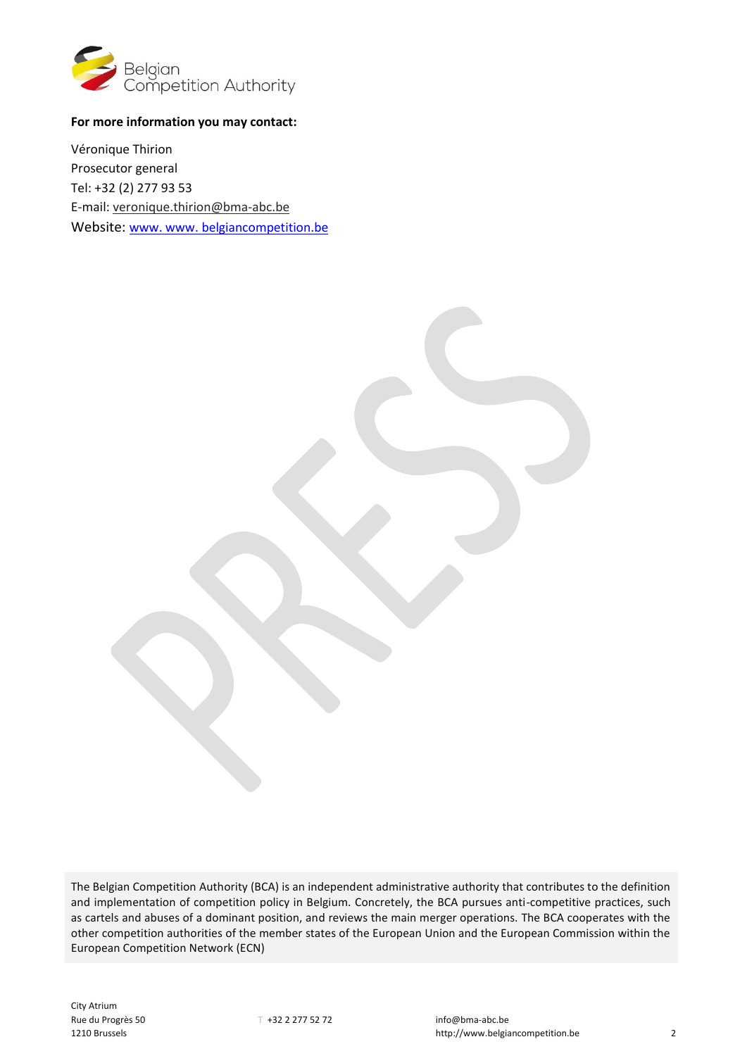**For more information you may contact:**

Véronique Thirion
Prosecutor general
Tel: +32 (2) 277 93 53
E-mail: veronique.thirion@bma-abc.be
Website: www. www. belgiancompetition.be

The Belgian Competition Authority (BCA) is an independent administrative authority that contributes to the definition and implementation of competition policy in Belgium. Concretely, the BCA pursues anti-competitive practices, such as cartels and abuses of a dominant position, and reviews the main merger operations. The BCA cooperates with the other competition authorities of the member states of the European Union and the European Commission within the European Competition Network (ECN)

City Atrium
Rue du Progrès 50
1210 Brussels

T +32 2 277 52 72

info@bma-abc.be
http://www.belgiancompetition.be